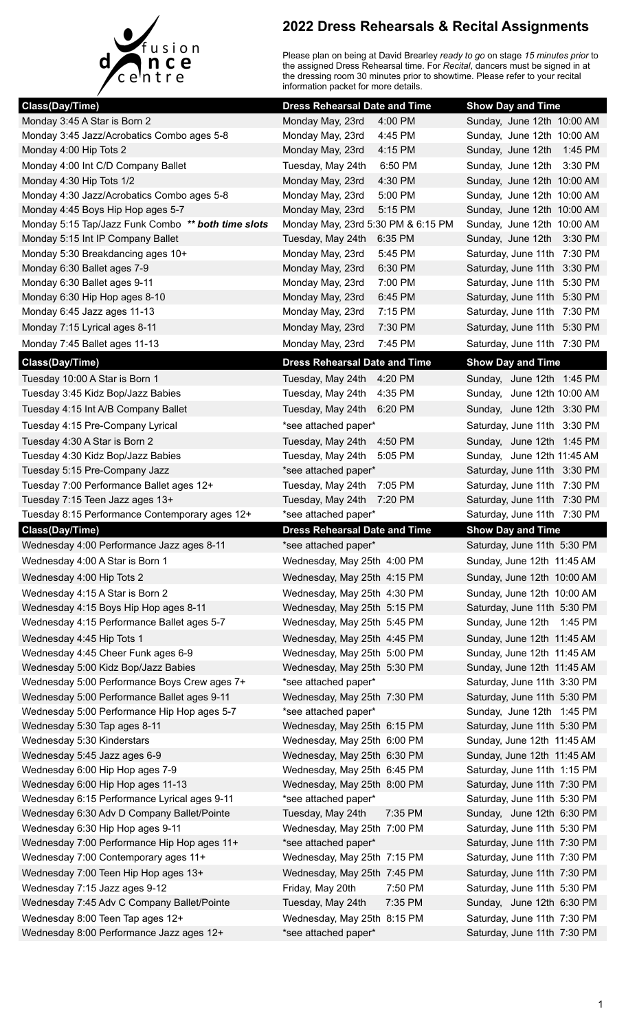fusion dance centre

# 2022 Dress Rehearsals & Recital Assignments

Please plan on being at David Brearley *ready to go* on stage *15 minutes prior* to the assigned Dress Rehearsal time. For *Recital*, dancers must be signed in at the dressing room 30 minutes prior to showtime. Please refer to your recital information packet for more details.

| Class(Day/Time) | Dress Rehearsal Date and Time | Show Day and Time |
|---|---|---|
| Monday 3:45 A Star is Born 2 | Monday May, 23rd 4:00 PM | Sunday, June 12th 10:00 AM |
| Monday 3:45 Jazz/Acrobatics Combo ages 5-8 | Monday May, 23rd 4:45 PM | Sunday, June 12th 10:00 AM |
| Monday 4:00 Hip Tots 2 | Monday May, 23rd 4:15 PM | Sunday, June 12th 1:45 PM |
| Monday 4:00 Int C/D Company Ballet | Tuesday, May 24th 6:50 PM | Sunday, June 12th 3:30 PM |
| Monday 4:30 Hip Tots 1/2 | Monday May, 23rd 4:30 PM | Sunday, June 12th 10:00 AM |
| Monday 4:30 Jazz/Acrobatics Combo ages 5-8 | Monday May, 23rd 5:00 PM | Sunday, June 12th 10:00 AM |
| Monday 4:45 Boys Hip Hop ages 5-7 | Monday May, 23rd 5:15 PM | Sunday, June 12th 10:00 AM |
| Monday 5:15 Tap/Jazz Funk Combo ***\* both time slots*** | Monday May, 23rd 5:30 PM & 6:15 PM | Sunday, June 12th 10:00 AM |
| Monday 5:15 Int IP Company Ballet | Tuesday, May 24th 6:35 PM | Sunday, June 12th 3:30 PM |
| Monday 5:30 Breakdancing ages 10+ | Monday May, 23rd 5:45 PM | Saturday, June 11th 7:30 PM |
| Monday 6:30 Ballet ages 7-9 | Monday May, 23rd 6:30 PM | Saturday, June 11th 3:30 PM |
| Monday 6:30 Ballet ages 9-11 | Monday May, 23rd 7:00 PM | Saturday, June 11th 5:30 PM |
| Monday 6:30 Hip Hop ages 8-10 | Monday May, 23rd 6:45 PM | Saturday, June 11th 5:30 PM |
| Monday 6:45 Jazz ages 11-13 | Monday May, 23rd 7:15 PM | Saturday, June 11th 7:30 PM |
| Monday 7:15 Lyrical ages 8-11 | Monday May, 23rd 7:30 PM | Saturday, June 11th 5:30 PM |
| Monday 7:45 Ballet ages 11-13 | Monday May, 23rd 7:45 PM | Saturday, June 11th 7:30 PM |

| Class(Day/Time) | Dress Rehearsal Date and Time | Show Day and Time |
|---|---|---|
| Tuesday 10:00 A Star is Born 1 | Tuesday, May 24th 4:20 PM | Sunday, June 12th 1:45 PM |
| Tuesday 3:45 Kidz Bop/Jazz Babies | Tuesday, May 24th 4:35 PM | Sunday, June 12th 10:00 AM |
| Tuesday 4:15 Int A/B Company Ballet | Tuesday, May 24th 6:20 PM | Sunday, June 12th 3:30 PM |
| Tuesday 4:15 Pre-Company Lyrical | *see attached paper* | Saturday, June 11th 3:30 PM |
| Tuesday 4:30 A Star is Born 2 | Tuesday, May 24th 4:50 PM | Sunday, June 12th 1:45 PM |
| Tuesday 4:30 Kidz Bop/Jazz Babies | Tuesday, May 24th 5:05 PM | Sunday, June 12th 11:45 AM |
| Tuesday 5:15 Pre-Company Jazz | *see attached paper* | Saturday, June 11th 3:30 PM |
| Tuesday 7:00 Performance Ballet ages 12+ | Tuesday, May 24th 7:05 PM | Saturday, June 11th 7:30 PM |
| Tuesday 7:15 Teen Jazz ages 13+ | Tuesday, May 24th 7:20 PM | Saturday, June 11th 7:30 PM |
| Tuesday 8:15 Performance Contemporary ages 12+ | *see attached paper* | Saturday, June 11th 7:30 PM |

| Class(Day/Time) | Dress Rehearsal Date and Time | Show Day and Time |
|---|---|---|
| Wednesday 4:00 Performance Jazz ages 8-11 | *see attached paper* | Saturday, June 11th 5:30 PM |
| Wednesday 4:00 A Star is Born 1 | Wednesday, May 25th 4:00 PM | Sunday, June 12th 11:45 AM |
| Wednesday 4:00 Hip Tots 2 | Wednesday, May 25th 4:15 PM | Sunday, June 12th 10:00 AM |
| Wednesday 4:15 A Star is Born 2 | Wednesday, May 25th 4:30 PM | Sunday, June 12th 10:00 AM |
| Wednesday 4:15 Boys Hip Hop ages 8-11 | Wednesday, May 25th 5:15 PM | Saturday, June 11th 5:30 PM |
| Wednesday 4:15 Performance Ballet ages 5-7 | Wednesday, May 25th 5:45 PM | Sunday, June 12th 1:45 PM |
| Wednesday 4:45 Hip Tots 1 | Wednesday, May 25th 4:45 PM | Sunday, June 12th 11:45 AM |
| Wednesday 4:45 Cheer Funk ages 6-9 | Wednesday, May 25th 5:00 PM | Sunday, June 12th 11:45 AM |
| Wednesday 5:00 Kidz Bop/Jazz Babies | Wednesday, May 25th 5:30 PM | Sunday, June 12th 11:45 AM |
| Wednesday 5:00 Performance Boys Crew ages 7+ | *see attached paper* | Saturday, June 11th 3:30 PM |
| Wednesday 5:00 Performance Ballet ages 9-11 | Wednesday, May 25th 7:30 PM | Saturday, June 11th 5:30 PM |
| Wednesday 5:00 Performance Hip Hop ages 5-7 | *see attached paper* | Sunday, June 12th 1:45 PM |
| Wednesday 5:30 Tap ages 8-11 | Wednesday, May 25th 6:15 PM | Saturday, June 11th 5:30 PM |
| Wednesday 5:30 Kinderstars | Wednesday, May 25th 6:00 PM | Sunday, June 12th 11:45 AM |
| Wednesday 5:45 Jazz ages 6-9 | Wednesday, May 25th 6:30 PM | Sunday, June 12th 11:45 AM |
| Wednesday 6:00 Hip Hop ages 7-9 | Wednesday, May 25th 6:45 PM | Saturday, June 11th 1:15 PM |
| Wednesday 6:00 Hip Hop ages 11-13 | Wednesday, May 25th 8:00 PM | Saturday, June 11th 7:30 PM |
| Wednesday 6:15 Performance Lyrical ages 9-11 | *see attached paper* | Saturday, June 11th 5:30 PM |
| Wednesday 6:30 Adv D Company Ballet/Pointe | Tuesday, May 24th 7:35 PM | Sunday, June 12th 6:30 PM |
| Wednesday 6:30 Hip Hop ages 9-11 | Wednesday, May 25th 7:00 PM | Saturday, June 11th 5:30 PM |
| Wednesday 7:00 Performance Hip Hop ages 11+ | *see attached paper* | Saturday, June 11th 7:30 PM |
| Wednesday 7:00 Contemporary ages 11+ | Wednesday, May 25th 7:15 PM | Saturday, June 11th 7:30 PM |
| Wednesday 7:00 Teen Hip Hop ages 13+ | Wednesday, May 25th 7:45 PM | Saturday, June 11th 7:30 PM |
| Wednesday 7:15 Jazz ages 9-12 | Friday, May 20th 7:50 PM | Saturday, June 11th 5:30 PM |
| Wednesday 7:45 Adv C Company Ballet/Pointe | Tuesday, May 24th 7:35 PM | Sunday, June 12th 6:30 PM |
| Wednesday 8:00 Teen Tap ages 12+ | Wednesday, May 25th 8:15 PM | Saturday, June 11th 7:30 PM |
| Wednesday 8:00 Performance Jazz ages 12+ | *see attached paper* | Saturday, June 11th 7:30 PM |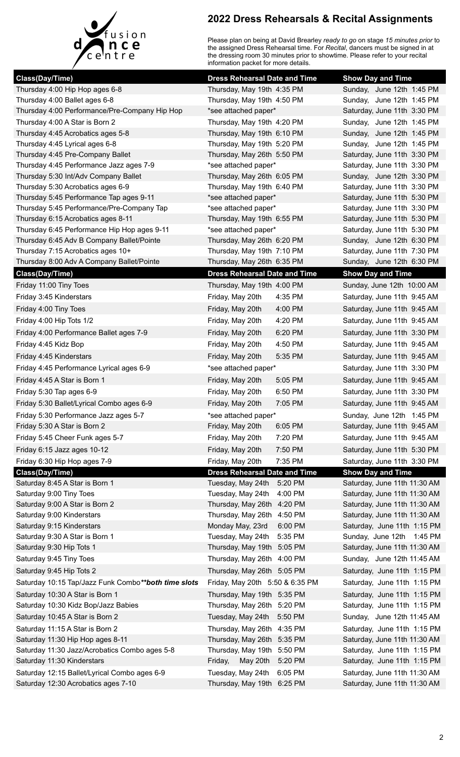fusion dance centre

## 2022 Dress Rehearsals & Recital Assignments

Please plan on being at David Brearley *ready to go* on stage *15 minutes prior* to the assigned Dress Rehearsal time. For *Recital*, dancers must be signed in at the dressing room 30 minutes prior to showtime. Please refer to your recital information packet for more details.

| Class(Day/Time) | Dress Rehearsal Date and Time | Show Day and Time |
|---|---|---|
| Thursday 4:00 Hip Hop ages 6-8 | Thursday, May 19th 4:35 PM | Sunday, June 12th 1:45 PM |
| Thursday 4:00 Ballet ages 6-8 | Thursday, May 19th 4:50 PM | Sunday, June 12th 1:45 PM |
| Thursday 4:00 Performance/Pre-Company Hip Hop | *see attached paper* | Saturday, June 11th 3:30 PM |
| Thursday 4:00 A Star is Born 2 | Thursday, May 19th 4:20 PM | Sunday, June 12th 1:45 PM |
| Thursday 4:45 Acrobatics ages 5-8 | Thursday, May 19th 6:10 PM | Sunday, June 12th 1:45 PM |
| Thursday 4:45 Lyrical ages 6-8 | Thursday, May 19th 5:20 PM | Sunday, June 12th 1:45 PM |
| Thursday 4:45 Pre-Company Ballet | Thursday, May 26th 5:50 PM | Saturday, June 11th 3:30 PM |
| Thursday 4:45 Performance Jazz ages 7-9 | *see attached paper* | Saturday, June 11th 3:30 PM |
| Thursday 5:30 Int/Adv Company Ballet | Thursday, May 26th 6:05 PM | Sunday, June 12th 3:30 PM |
| Thursday 5:30 Acrobatics ages 6-9 | Thursday, May 19th 6:40 PM | Saturday, June 11th 3:30 PM |
| Thursday 5:45 Performance Tap ages 9-11 | *see attached paper* | Saturday, June 11th 5:30 PM |
| Thursday 5:45 Performance/Pre-Company Tap | *see attached paper* | Saturday, June 11th 3:30 PM |
| Thursday 6:15 Acrobatics ages 8-11 | Thursday, May 19th 6:55 PM | Saturday, June 11th 5:30 PM |
| Thursday 6:45 Performance Hip Hop ages 9-11 | *see attached paper* | Saturday, June 11th 5:30 PM |
| Thursday 6:45 Adv B Company Ballet/Pointe | Thursday, May 26th 6:20 PM | Sunday, June 12th 6:30 PM |
| Thursday 7:15 Acrobatics ages 10+ | Thursday, May 19th 7:10 PM | Saturday, June 11th 7:30 PM |
| Thursday 8:00 Adv A Company Ballet/Pointe | Thursday, May 26th 6:35 PM | Sunday, June 12th 6:30 PM |
| **Class(Day/Time)** | **Dress Rehearsal Date and Time** | **Show Day and Time** |
| Friday 11:00 Tiny Toes | Thursday, May 19th 4:00 PM | Sunday, June 12th 10:00 AM |
| Friday 3:45 Kinderstars | Friday, May 20th 4:35 PM | Saturday, June 11th 9:45 AM |
| Friday 4:00 Tiny Toes | Friday, May 20th 4:00 PM | Saturday, June 11th 9:45 AM |
| Friday 4:00 Hip Tots 1/2 | Friday, May 20th 4:20 PM | Saturday, June 11th 9:45 AM |
| Friday 4:00 Performance Ballet ages 7-9 | Friday, May 20th 6:20 PM | Saturday, June 11th 3:30 PM |
| Friday 4:45 Kidz Bop | Friday, May 20th 4:50 PM | Saturday, June 11th 9:45 AM |
| Friday 4:45 Kinderstars | Friday, May 20th 5:35 PM | Saturday, June 11th 9:45 AM |
| Friday 4:45 Performance Lyrical ages 6-9 | *see attached paper* | Saturday, June 11th 3:30 PM |
| Friday 4:45 A Star is Born 1 | Friday, May 20th 5:05 PM | Saturday, June 11th 9:45 AM |
| Friday 5:30 Tap ages 6-9 | Friday, May 20th 6:50 PM | Saturday, June 11th 3:30 PM |
| Friday 5:30 Ballet/Lyrical Combo ages 6-9 | Friday, May 20th 7:05 PM | Saturday, June 11th 9:45 AM |
| Friday 5:30 Performance Jazz ages 5-7 | *see attached paper* | Sunday, June 12th 1:45 PM |
| Friday 5:30 A Star is Born 2 | Friday, May 20th 6:05 PM | Saturday, June 11th 9:45 AM |
| Friday 5:45 Cheer Funk ages 5-7 | Friday, May 20th 7:20 PM | Saturday, June 11th 9:45 AM |
| Friday 6:15 Jazz ages 10-12 | Friday, May 20th 7:50 PM | Saturday, June 11th 5:30 PM |
| Friday 6:30 Hip Hop ages 7-9 | Friday, May 20th 7:35 PM | Saturday, June 11th 3:30 PM |
| **Class(Day/Time)** | **Dress Rehearsal Date and Time** | **Show Day and Time** |
| Saturday 8:45 A Star is Born 1 | Tuesday, May 24th 5:20 PM | Saturday, June 11th 11:30 AM |
| Saturday 9:00 Tiny Toes | Tuesday, May 24th 4:00 PM | Saturday, June 11th 11:30 AM |
| Saturday 9:00 A Star is Born 2 | Thursday, May 26th 4:20 PM | Saturday, June 11th 11:30 AM |
| Saturday 9:00 Kinderstars | Thursday, May 26th 4:50 PM | Saturday, June 11th 11:30 AM |
| Saturday 9:15 Kinderstars | Monday May, 23rd 6:00 PM | Saturday, June 11th 1:15 PM |
| Saturday 9:30 A Star is Born 1 | Tuesday, May 24th 5:35 PM | Sunday, June 12th 1:45 PM |
| Saturday 9:30 Hip Tots 1 | Thursday, May 19th 5:05 PM | Saturday, June 11th 11:30 AM |
| Saturday 9:45 Tiny Toes | Thursday, May 26th 4:00 PM | Sunday, June 12th 11:45 AM |
| Saturday 9:45 Hip Tots 2 | Thursday, May 26th 5:05 PM | Saturday, June 11th 1:15 PM |
| Saturday 10:15 Tap/Jazz Funk Combo***both time slots*** | Friday, May 20th 5:50 & 6:35 PM | Saturday, June 11th 1:15 PM |
| Saturday 10:30 A Star is Born 1 | Thursday, May 19th 5:35 PM | Saturday, June 11th 1:15 PM |
| Saturday 10:30 Kidz Bop/Jazz Babies | Thursday, May 26th 5:20 PM | Saturday, June 11th 1:15 PM |
| Saturday 10:45 A Star is Born 2 | Tuesday, May 24th 5:50 PM | Sunday, June 12th 11:45 AM |
| Saturday 11:15 A Star is Born 2 | Thursday, May 26th 4:35 PM | Saturday, June 11th 1:15 PM |
| Saturday 11:30 Hip Hop ages 8-11 | Thursday, May 26th 5:35 PM | Saturday, June 11th 11:30 AM |
| Saturday 11:30 Jazz/Acrobatics Combo ages 5-8 | Thursday, May 19th 5:50 PM | Saturday, June 11th 1:15 PM |
| Saturday 11:30 Kinderstars | Friday, May 20th 5:20 PM | Saturday, June 11th 1:15 PM |
| Saturday 12:15 Ballet/Lyrical Combo ages 6-9 | Tuesday, May 24th 6:05 PM | Saturday, June 11th 11:30 AM |
| Saturday 12:30 Acrobatics ages 7-10 | Thursday, May 19th 6:25 PM | Saturday, June 11th 11:30 AM |